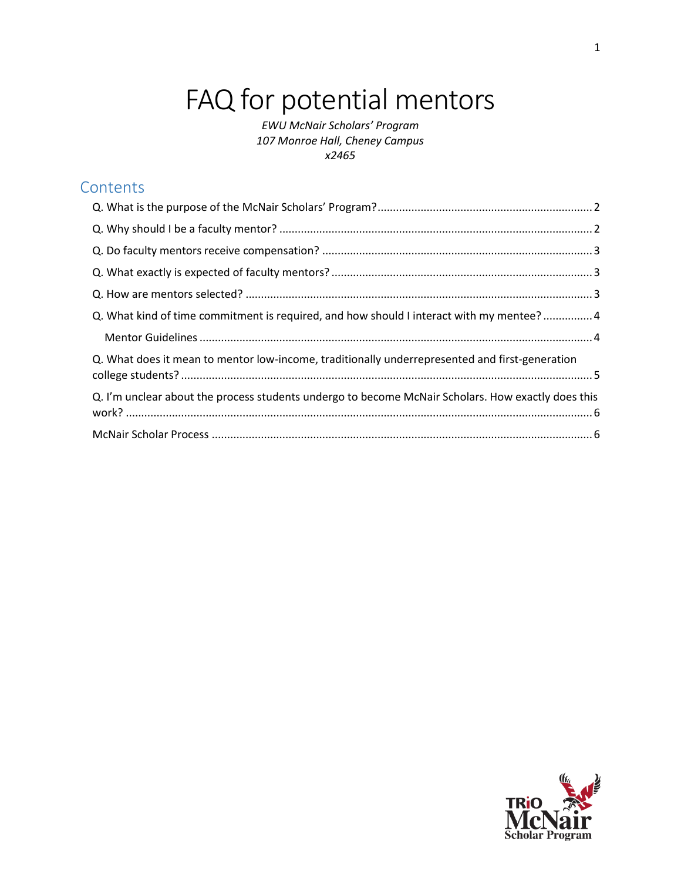# FAQ for potential mentors

*EWU McNair Scholars' Program*
*107 Monroe Hall, Cheney Campus*
*x2465*

## Contents

- Q. What is the purpose of the McNair Scholars' Program? ..... 2
- Q. Why should I be a faculty mentor? ..... 2
- Q. Do faculty mentors receive compensation? ..... 3
- Q. What exactly is expected of faculty mentors? ..... 3
- Q. How are mentors selected? ..... 3
- Q. What kind of time commitment is required, and how should I interact with my mentee? ..... 4
  - Mentor Guidelines ..... 4
- Q. What does it mean to mentor low-income, traditionally underrepresented and first-generation college students? ..... 5
- Q. I'm unclear about the process students undergo to become McNair Scholars. How exactly does this work? ..... 6
- McNair Scholar Process ..... 6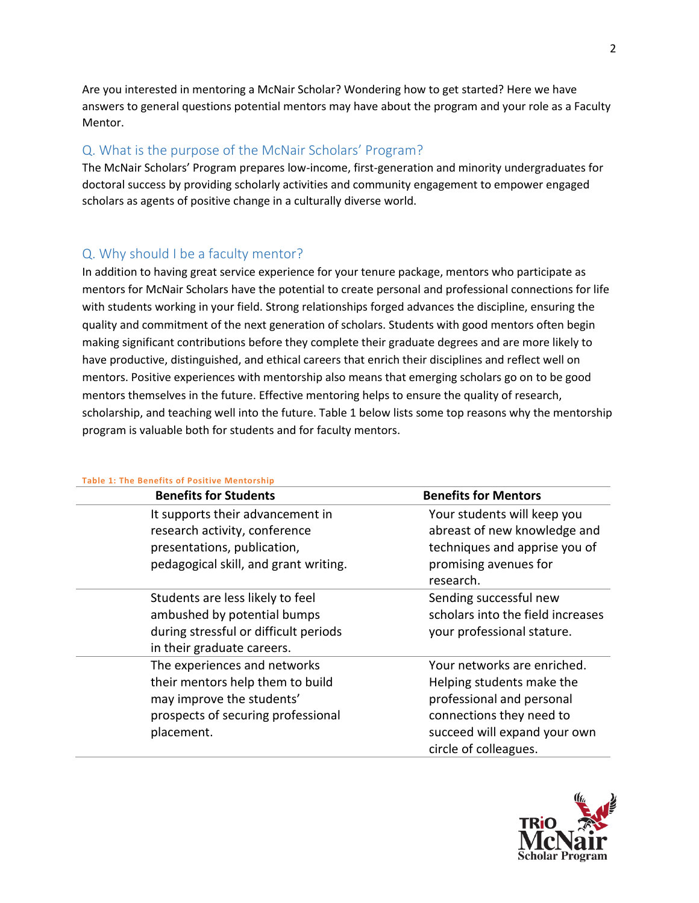Are you interested in mentoring a McNair Scholar? Wondering how to get started? Here we have answers to general questions potential mentors may have about the program and your role as a Faculty Mentor.

## Q. What is the purpose of the McNair Scholars' Program?

The McNair Scholars' Program prepares low-income, first-generation and minority undergraduates for doctoral success by providing scholarly activities and community engagement to empower engaged scholars as agents of positive change in a culturally diverse world.

## Q. Why should I be a faculty mentor?

In addition to having great service experience for your tenure package, mentors who participate as mentors for McNair Scholars have the potential to create personal and professional connections for life with students working in your field. Strong relationships forged advances the discipline, ensuring the quality and commitment of the next generation of scholars. Students with good mentors often begin making significant contributions before they complete their graduate degrees and are more likely to have productive, distinguished, and ethical careers that enrich their disciplines and reflect well on mentors. Positive experiences with mentorship also means that emerging scholars go on to be good mentors themselves in the future. Effective mentoring helps to ensure the quality of research, scholarship, and teaching well into the future. Table 1 below lists some top reasons why the mentorship program is valuable both for students and for faculty mentors.

**Table 1: The Benefits of Positive Mentorship**

| Benefits for Students | Benefits for Mentors |
|---|---|
| It supports their advancement in research activity, conference presentations, publication, pedagogical skill, and grant writing. | Your students will keep you abreast of new knowledge and techniques and apprise you of promising avenues for research. |
| Students are less likely to feel ambushed by potential bumps during stressful or difficult periods in their graduate careers. | Sending successful new scholars into the field increases your professional stature. |
| The experiences and networks their mentors help them to build may improve the students' prospects of securing professional placement. | Your networks are enriched. Helping students make the professional and personal connections they need to succeed will expand your own circle of colleagues. |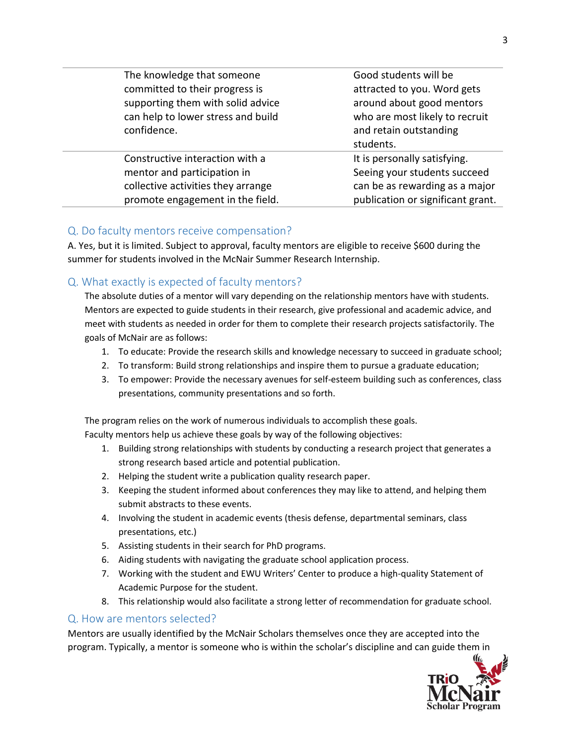| | |
|---|---|
| The knowledge that someone committed to their progress is supporting them with solid advice can help to lower stress and build confidence. | Good students will be attracted to you. Word gets around about good mentors who are most likely to recruit and retain outstanding students. |
| Constructive interaction with a mentor and participation in collective activities they arrange promote engagement in the field. | It is personally satisfying. Seeing your students succeed can be as rewarding as a major publication or significant grant. |

## Q. Do faculty mentors receive compensation?

A. Yes, but it is limited. Subject to approval, faculty mentors are eligible to receive $600 during the summer for students involved in the McNair Summer Research Internship.

## Q. What exactly is expected of faculty mentors?

The absolute duties of a mentor will vary depending on the relationship mentors have with students. Mentors are expected to guide students in their research, give professional and academic advice, and meet with students as needed in order for them to complete their research projects satisfactorily. The goals of McNair are as follows:

1. To educate: Provide the research skills and knowledge necessary to succeed in graduate school;
2. To transform: Build strong relationships and inspire them to pursue a graduate education;
3. To empower: Provide the necessary avenues for self-esteem building such as conferences, class presentations, community presentations and so forth.

The program relies on the work of numerous individuals to accomplish these goals.
Faculty mentors help us achieve these goals by way of the following objectives:

1. Building strong relationships with students by conducting a research project that generates a strong research based article and potential publication.
2. Helping the student write a publication quality research paper.
3. Keeping the student informed about conferences they may like to attend, and helping them submit abstracts to these events.
4. Involving the student in academic events (thesis defense, departmental seminars, class presentations, etc.)
5. Assisting students in their search for PhD programs.
6. Aiding students with navigating the graduate school application process.
7. Working with the student and EWU Writers' Center to produce a high-quality Statement of Academic Purpose for the student.
8. This relationship would also facilitate a strong letter of recommendation for graduate school.

## Q. How are mentors selected?

Mentors are usually identified by the McNair Scholars themselves once they are accepted into the program. Typically, a mentor is someone who is within the scholar's discipline and can guide them in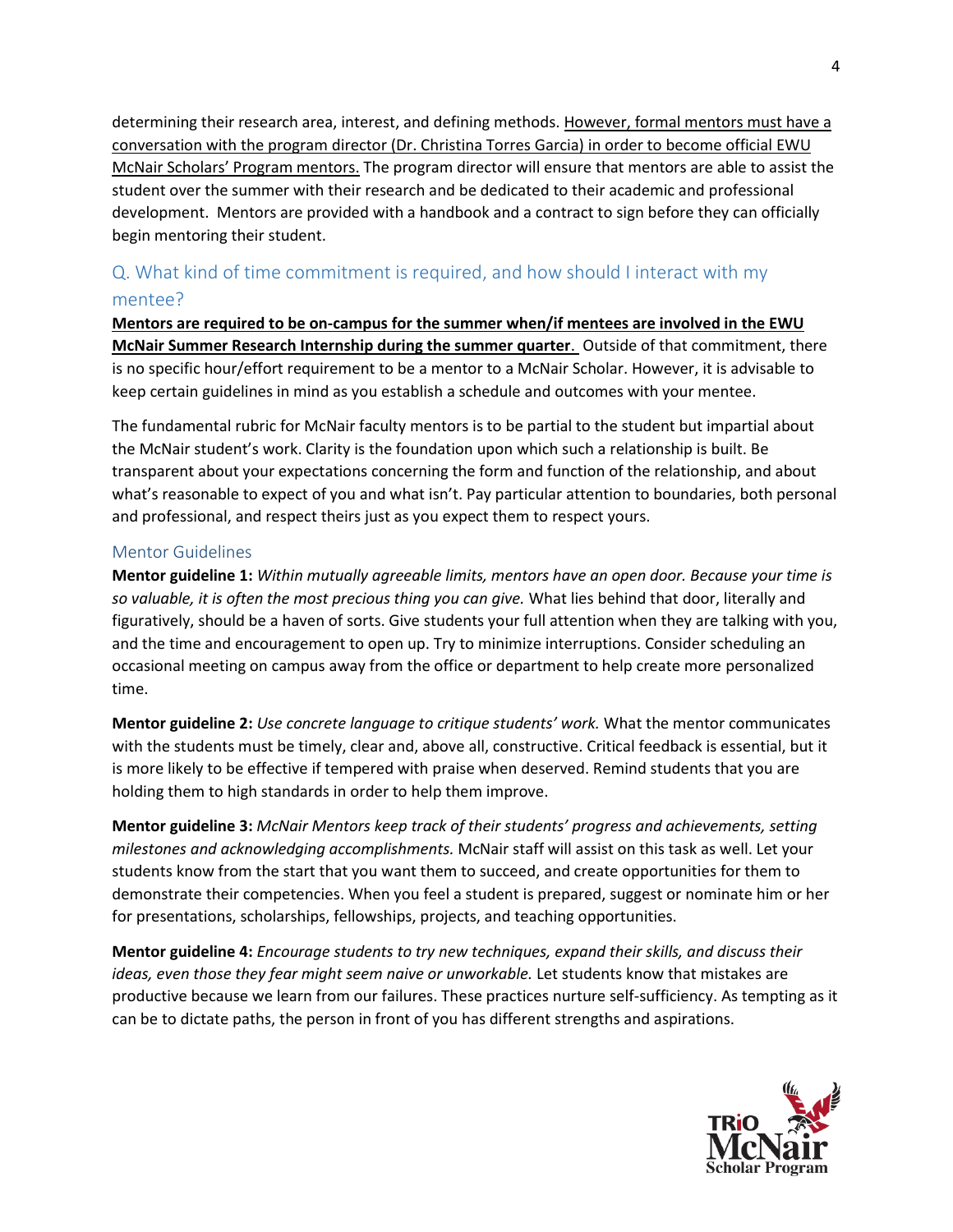determining their research area, interest, and defining methods. <u>However, formal mentors must have a conversation with the program director (Dr. Christina Torres Garcia) in order to become official EWU McNair Scholars' Program mentors.</u> The program director will ensure that mentors are able to assist the student over the summer with their research and be dedicated to their academic and professional development. Mentors are provided with a handbook and a contract to sign before they can officially begin mentoring their student.

## Q. What kind of time commitment is required, and how should I interact with my mentee?

<u>**Mentors are required to be on-campus for the summer when/if mentees are involved in the EWU McNair Summer Research Internship during the summer quarter**</u>. Outside of that commitment, there is no specific hour/effort requirement to be a mentor to a McNair Scholar. However, it is advisable to keep certain guidelines in mind as you establish a schedule and outcomes with your mentee.

The fundamental rubric for McNair faculty mentors is to be partial to the student but impartial about the McNair student's work. Clarity is the foundation upon which such a relationship is built. Be transparent about your expectations concerning the form and function of the relationship, and about what's reasonable to expect of you and what isn't. Pay particular attention to boundaries, both personal and professional, and respect theirs just as you expect them to respect yours.

### Mentor Guidelines

**Mentor guideline 1:** *Within mutually agreeable limits, mentors have an open door. Because your time is so valuable, it is often the most precious thing you can give.* What lies behind that door, literally and figuratively, should be a haven of sorts. Give students your full attention when they are talking with you, and the time and encouragement to open up. Try to minimize interruptions. Consider scheduling an occasional meeting on campus away from the office or department to help create more personalized time.

**Mentor guideline 2:** *Use concrete language to critique students' work.* What the mentor communicates with the students must be timely, clear and, above all, constructive. Critical feedback is essential, but it is more likely to be effective if tempered with praise when deserved. Remind students that you are holding them to high standards in order to help them improve.

**Mentor guideline 3:** *McNair Mentors keep track of their students' progress and achievements, setting milestones and acknowledging accomplishments.* McNair staff will assist on this task as well. Let your students know from the start that you want them to succeed, and create opportunities for them to demonstrate their competencies. When you feel a student is prepared, suggest or nominate him or her for presentations, scholarships, fellowships, projects, and teaching opportunities.

**Mentor guideline 4:** *Encourage students to try new techniques, expand their skills, and discuss their ideas, even those they fear might seem naive or unworkable.* Let students know that mistakes are productive because we learn from our failures. These practices nurture self-sufficiency. As tempting as it can be to dictate paths, the person in front of you has different strengths and aspirations.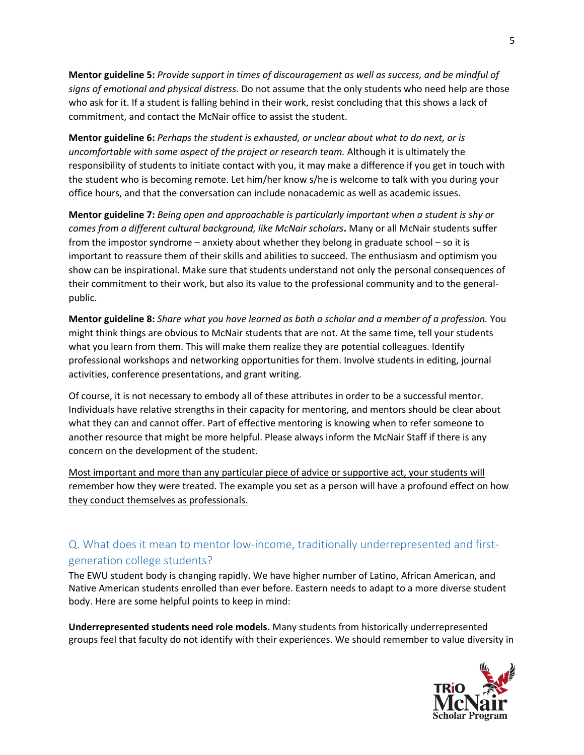**Mentor guideline 5:** *Provide support in times of discouragement as well as success, and be mindful of signs of emotional and physical distress.* Do not assume that the only students who need help are those who ask for it. If a student is falling behind in their work, resist concluding that this shows a lack of commitment, and contact the McNair office to assist the student.

**Mentor guideline 6:** *Perhaps the student is exhausted, or unclear about what to do next, or is uncomfortable with some aspect of the project or research team.* Although it is ultimately the responsibility of students to initiate contact with you, it may make a difference if you get in touch with the student who is becoming remote. Let him/her know s/he is welcome to talk with you during your office hours, and that the conversation can include nonacademic as well as academic issues.

**Mentor guideline 7:** *Being open and approachable is particularly important when a student is shy or comes from a different cultural background, like McNair scholars***.** Many or all McNair students suffer from the impostor syndrome – anxiety about whether they belong in graduate school – so it is important to reassure them of their skills and abilities to succeed. The enthusiasm and optimism you show can be inspirational. Make sure that students understand not only the personal consequences of their commitment to their work, but also its value to the professional community and to the general-public.

**Mentor guideline 8:** *Share what you have learned as both a scholar and a member of a profession.* You might think things are obvious to McNair students that are not. At the same time, tell your students what you learn from them. This will make them realize they are potential colleagues. Identify professional workshops and networking opportunities for them. Involve students in editing, journal activities, conference presentations, and grant writing.

Of course, it is not necessary to embody all of these attributes in order to be a successful mentor. Individuals have relative strengths in their capacity for mentoring, and mentors should be clear about what they can and cannot offer. Part of effective mentoring is knowing when to refer someone to another resource that might be more helpful. Please always inform the McNair Staff if there is any concern on the development of the student.

<u>Most important and more than any particular piece of advice or supportive act, your students will remember how they were treated. The example you set as a person will have a profound effect on how they conduct themselves as professionals.</u>

## Q. What does it mean to mentor low-income, traditionally underrepresented and first-generation college students?

The EWU student body is changing rapidly. We have higher number of Latino, African American, and Native American students enrolled than ever before. Eastern needs to adapt to a more diverse student body. Here are some helpful points to keep in mind:

**Underrepresented students need role models.** Many students from historically underrepresented groups feel that faculty do not identify with their experiences. We should remember to value diversity in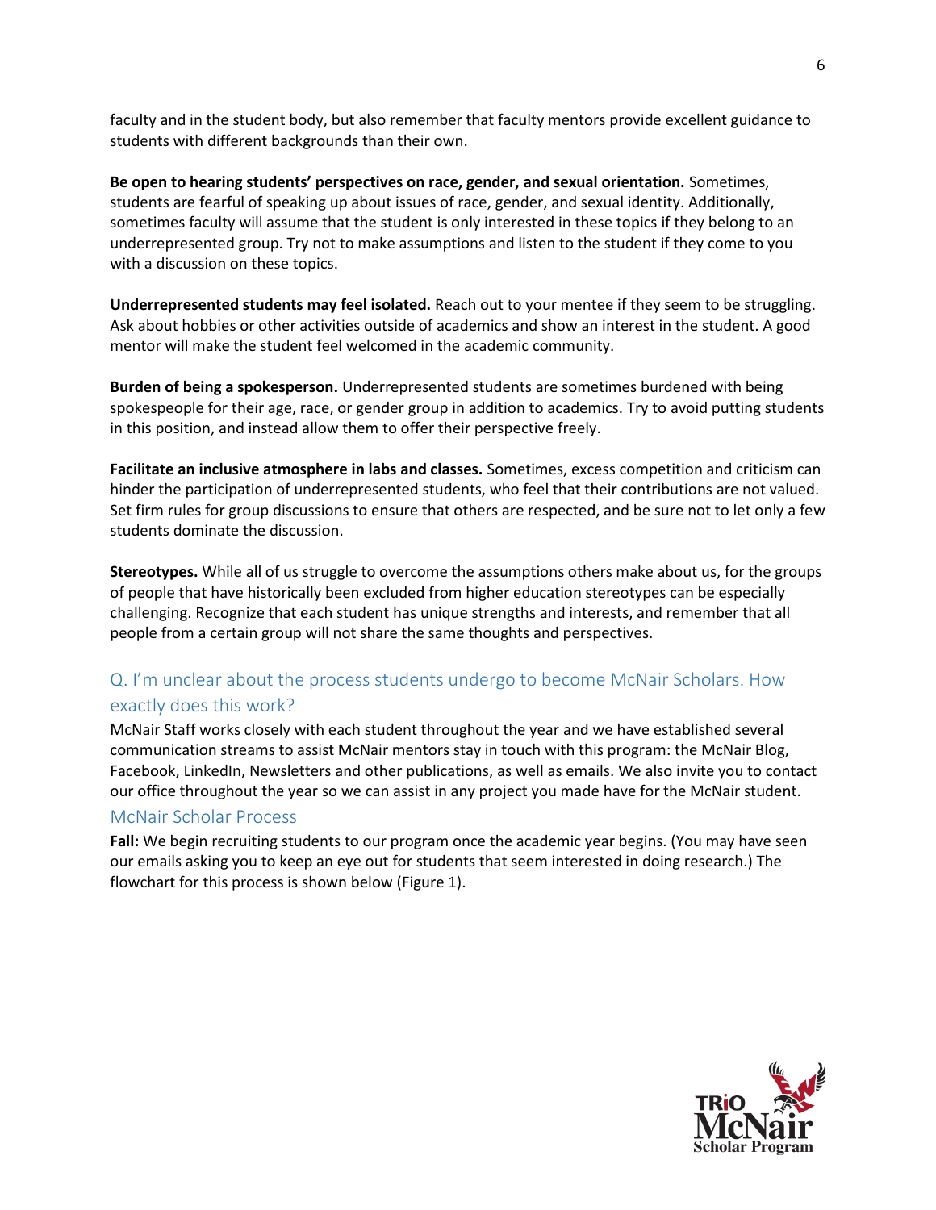faculty and in the student body, but also remember that faculty mentors provide excellent guidance to students with different backgrounds than their own.

**Be open to hearing students' perspectives on race, gender, and sexual orientation.** Sometimes, students are fearful of speaking up about issues of race, gender, and sexual identity. Additionally, sometimes faculty will assume that the student is only interested in these topics if they belong to an underrepresented group. Try not to make assumptions and listen to the student if they come to you with a discussion on these topics.

**Underrepresented students may feel isolated.** Reach out to your mentee if they seem to be struggling. Ask about hobbies or other activities outside of academics and show an interest in the student. A good mentor will make the student feel welcomed in the academic community.

**Burden of being a spokesperson.** Underrepresented students are sometimes burdened with being spokespeople for their age, race, or gender group in addition to academics. Try to avoid putting students in this position, and instead allow them to offer their perspective freely.

**Facilitate an inclusive atmosphere in labs and classes.** Sometimes, excess competition and criticism can hinder the participation of underrepresented students, who feel that their contributions are not valued. Set firm rules for group discussions to ensure that others are respected, and be sure not to let only a few students dominate the discussion.

**Stereotypes.** While all of us struggle to overcome the assumptions others make about us, for the groups of people that have historically been excluded from higher education stereotypes can be especially challenging. Recognize that each student has unique strengths and interests, and remember that all people from a certain group will not share the same thoughts and perspectives.

## Q. I'm unclear about the process students undergo to become McNair Scholars. How exactly does this work?

McNair Staff works closely with each student throughout the year and we have established several communication streams to assist McNair mentors stay in touch with this program: the McNair Blog, Facebook, LinkedIn, Newsletters and other publications, as well as emails. We also invite you to contact our office throughout the year so we can assist in any project you made have for the McNair student.

### McNair Scholar Process

**Fall:** We begin recruiting students to our program once the academic year begins. (You may have seen our emails asking you to keep an eye out for students that seem interested in doing research.) The flowchart for this process is shown below (Figure 1).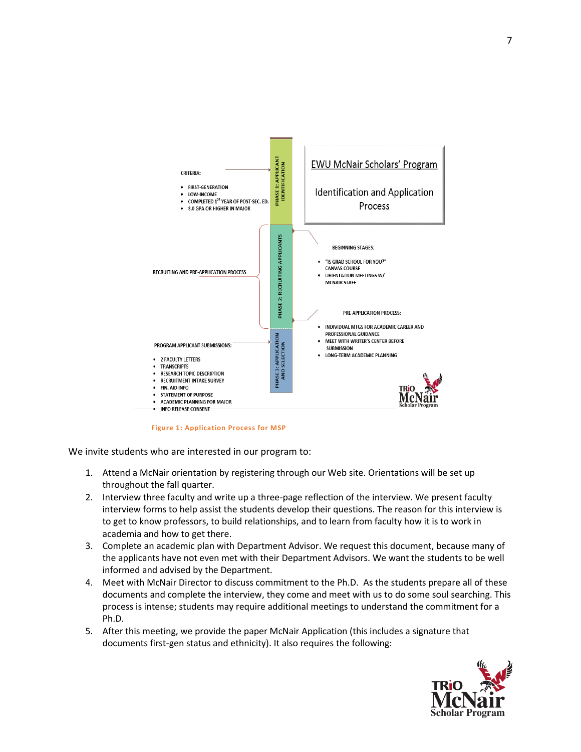EWU McNair Scholars' Program

Identification and Application Process

PHASE 1: APPLICANT IDENTIFICATION

CRITERIA:

- FIRST-GENERATION
- LOW-INCOME
- COMPLETED 1ST YEAR OF POST-SEC. ED.
- 3.0 GPA OR HIGHER IN MAJOR

PHASE 2: RECRUITING APPLICANTS

RECRUITING AND PRE-APPLICATION PROCESS

BEGINNING STAGES:

- "IS GRAD SCHOOL FOR YOU?" CANVAS COURSE
- ORIENTATION MEETINGS W/ MCNAIR STAFF

PRE-APPLICATION PROCESS:

- INDIVIDUAL MTGS FOR ACADEMIC CAREER AND PROFESSIONAL GUIDANCE
- MEET WITH WRITER'S CENTER BEFORE SUBMISSION
- LONG-TERM ACADEMIC PLANNING

PHASE 3: APPLICATION AND SELECTION

PROGRAM APPLICANT SUBMISSIONS:

- 2 FACULTY LETTERS
- TRANSCRIPTS
- RESEARCH TOPIC DESCRIPTION
- RECRUITMENT INTAKE SURVEY
- FIN. AID INFO
- STATEMENT OF PURPOSE
- ACADEMIC PLANNING FOR MAJOR
- INFO RELEASE CONSENT

**Figure 1: Application Process for MSP**

We invite students who are interested in our program to:

1. Attend a McNair orientation by registering through our Web site. Orientations will be set up throughout the fall quarter.
2. Interview three faculty and write up a three-page reflection of the interview. We present faculty interview forms to help assist the students develop their questions. The reason for this interview is to get to know professors, to build relationships, and to learn from faculty how it is to work in academia and how to get there.
3. Complete an academic plan with Department Advisor. We request this document, because many of the applicants have not even met with their Department Advisors. We want the students to be well informed and advised by the Department.
4. Meet with McNair Director to discuss commitment to the Ph.D. As the students prepare all of these documents and complete the interview, they come and meet with us to do some soul searching. This process is intense; students may require additional meetings to understand the commitment for a Ph.D.
5. After this meeting, we provide the paper McNair Application (this includes a signature that documents first-gen status and ethnicity). It also requires the following: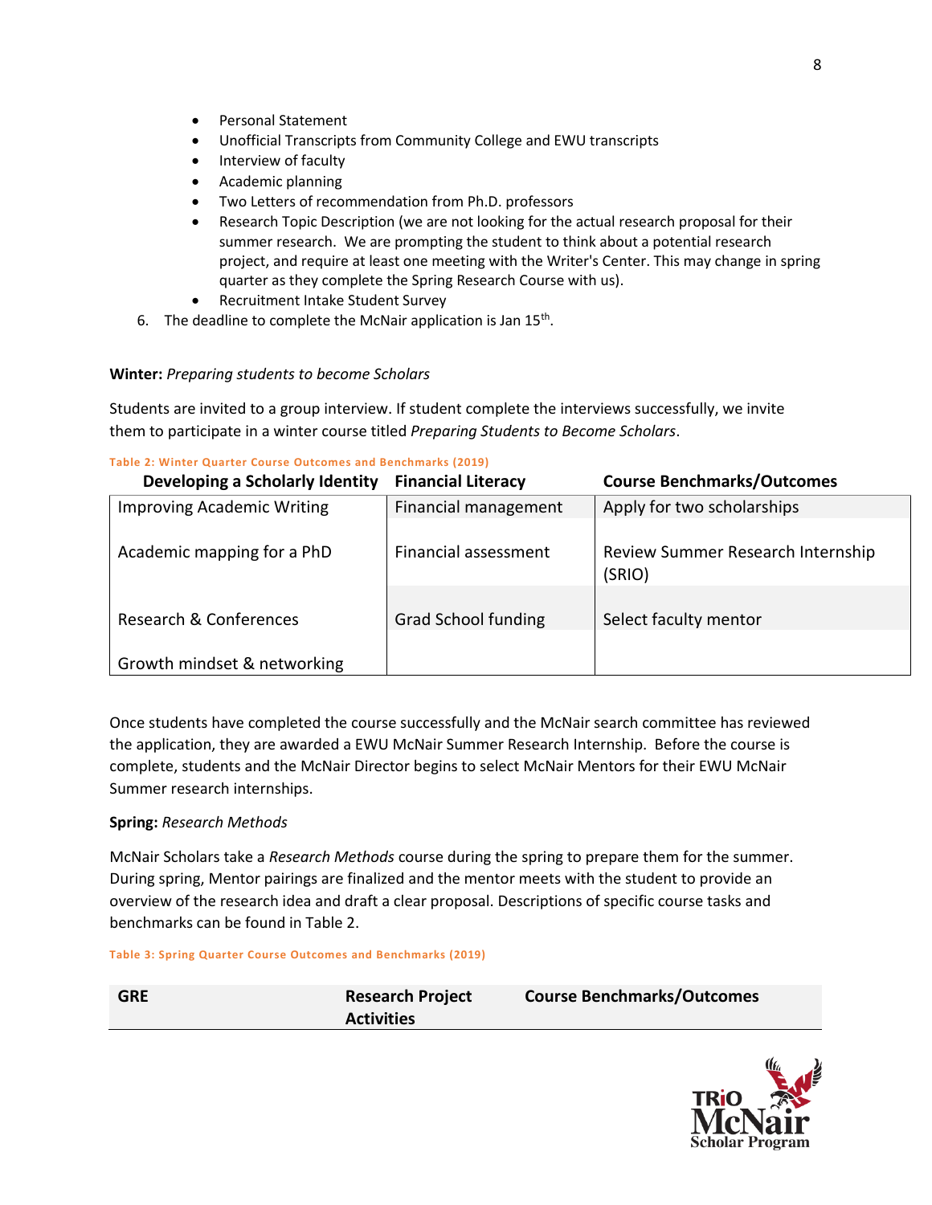- Personal Statement
- Unofficial Transcripts from Community College and EWU transcripts
- Interview of faculty
- Academic planning
- Two Letters of recommendation from Ph.D. professors
- Research Topic Description (we are not looking for the actual research proposal for their summer research. We are prompting the student to think about a potential research project, and require at least one meeting with the Writer's Center. This may change in spring quarter as they complete the Spring Research Course with us).
- Recruitment Intake Student Survey

6. The deadline to complete the McNair application is Jan 15th.

**Winter:** *Preparing students to become Scholars*

Students are invited to a group interview. If student complete the interviews successfully, we invite them to participate in a winter course titled *Preparing Students to Become Scholars*.

Table 2: Winter Quarter Course Outcomes and Benchmarks (2019)

| Developing a Scholarly Identity | Financial Literacy | Course Benchmarks/Outcomes |
|---|---|---|
| Improving Academic Writing | Financial management | Apply for two scholarships |
| Academic mapping for a PhD | Financial assessment | Review Summer Research Internship (SRIO) |
| Research & Conferences | Grad School funding | Select faculty mentor |
| Growth mindset & networking | | |

Once students have completed the course successfully and the McNair search committee has reviewed the application, they are awarded a EWU McNair Summer Research Internship. Before the course is complete, students and the McNair Director begins to select McNair Mentors for their EWU McNair Summer research internships.

**Spring:** *Research Methods*

McNair Scholars take a *Research Methods* course during the spring to prepare them for the summer. During spring, Mentor pairings are finalized and the mentor meets with the student to provide an overview of the research idea and draft a clear proposal. Descriptions of specific course tasks and benchmarks can be found in Table 2.

Table 3: Spring Quarter Course Outcomes and Benchmarks (2019)

| GRE | Research Project Activities | Course Benchmarks/Outcomes |
|---|---|---|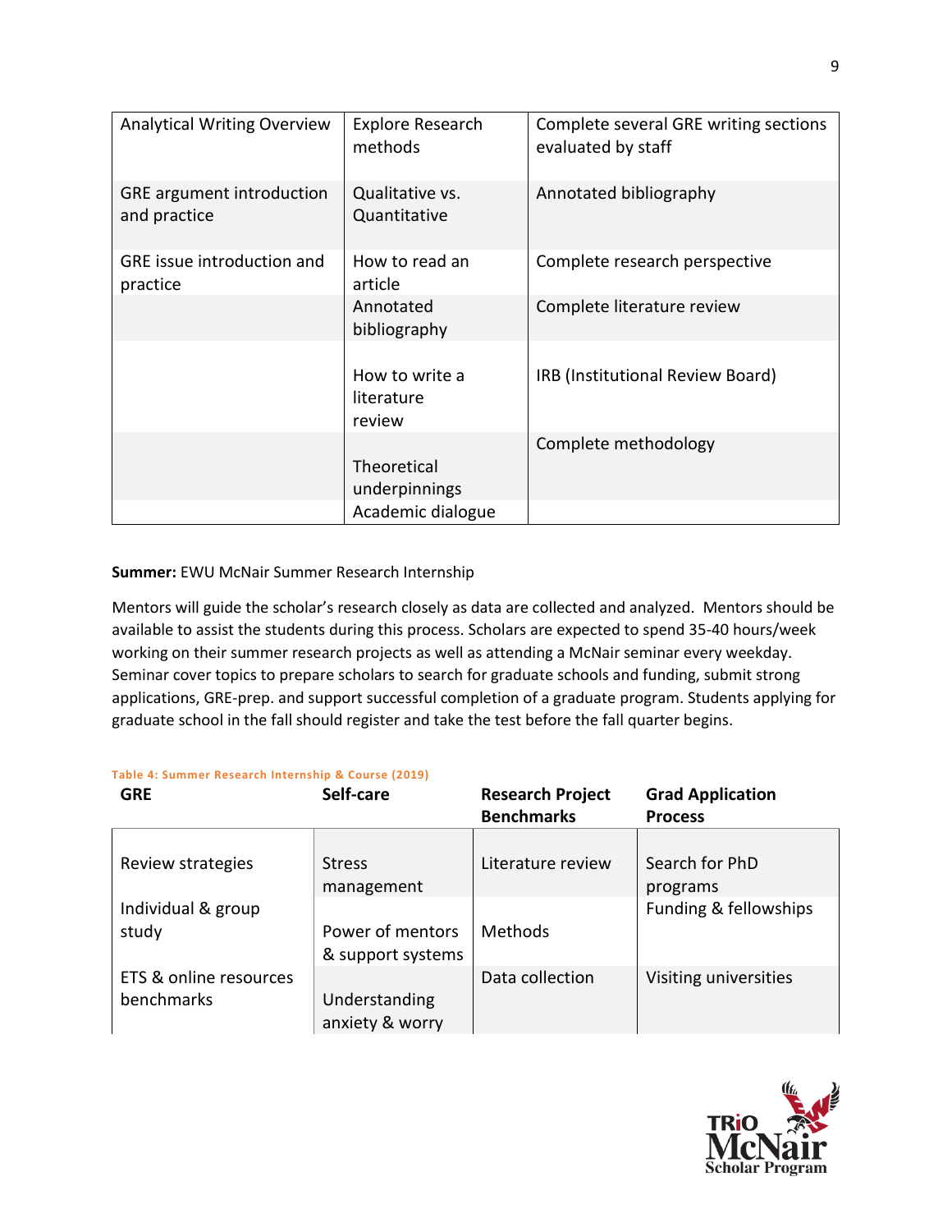| | | |
|---|---|---|
| Analytical Writing Overview | Explore Research methods | Complete several GRE writing sections evaluated by staff |
| GRE argument introduction and practice | Qualitative vs. Quantitative | Annotated bibliography |
| GRE issue introduction and practice | How to read an article | Complete research perspective |
| | Annotated bibliography | Complete literature review |
| | How to write a literature review | IRB (Institutional Review Board) |
| | Theoretical underpinnings | Complete methodology |
| | Academic dialogue | |

**Summer:** EWU McNair Summer Research Internship

Mentors will guide the scholar's research closely as data are collected and analyzed. Mentors should be available to assist the students during this process. Scholars are expected to spend 35-40 hours/week working on their summer research projects as well as attending a McNair seminar every weekday. Seminar cover topics to prepare scholars to search for graduate schools and funding, submit strong applications, GRE-prep. and support successful completion of a graduate program. Students applying for graduate school in the fall should register and take the test before the fall quarter begins.

Table 4: Summer Research Internship & Course (2019)

| GRE | Self-care | Research Project Benchmarks | Grad Application Process |
|---|---|---|---|
| Review strategies | Stress management | Literature review | Search for PhD programs |
| Individual & group study | Power of mentors & support systems | Methods | Funding & fellowships |
| ETS & online resources benchmarks | Understanding anxiety & worry | Data collection | Visiting universities |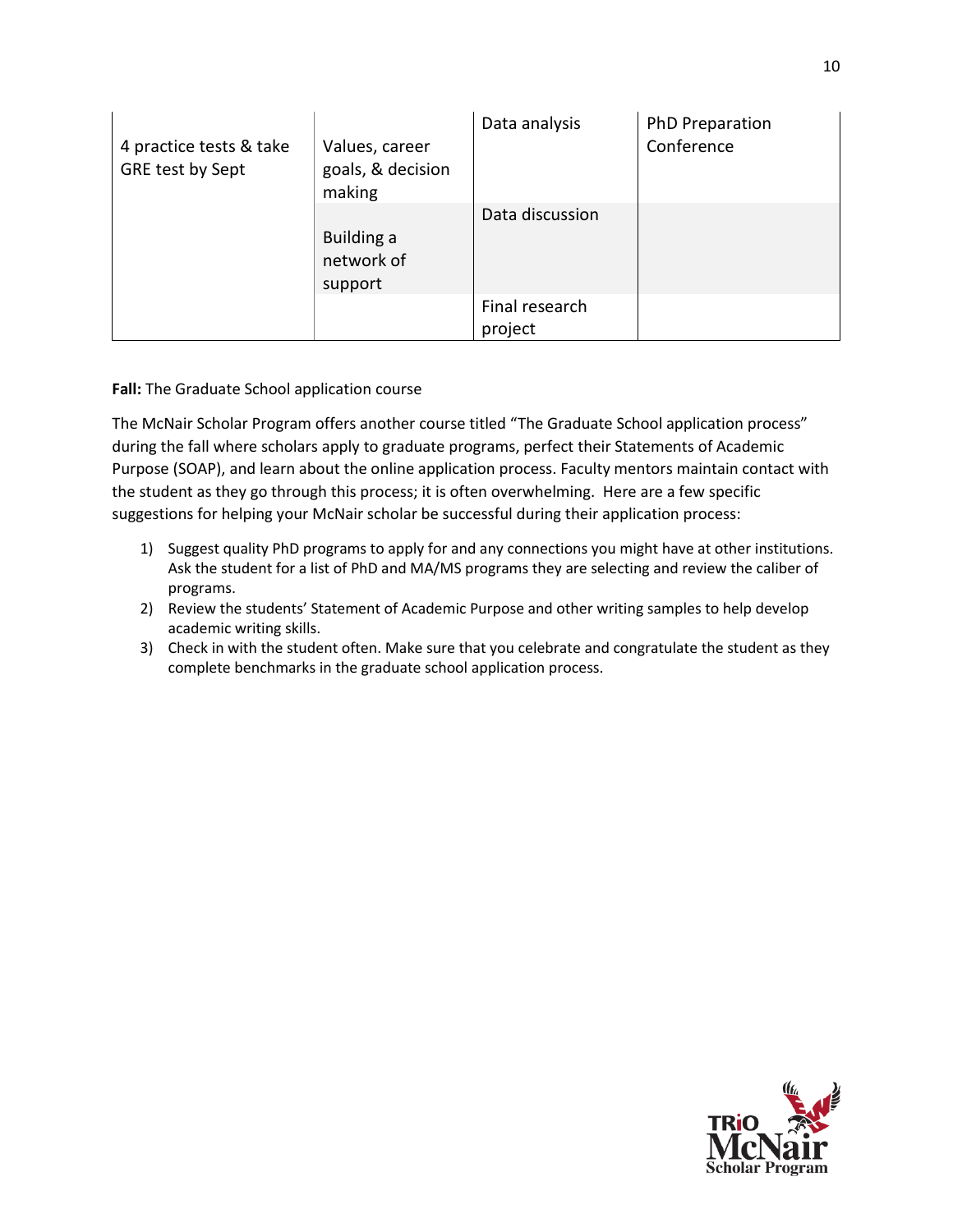| | | | |
|---|---|---|---|
| 4 practice tests & take GRE test by Sept | Values, career goals, & decision making | Data analysis | PhD Preparation Conference |
| | Building a network of support | Data discussion | |
| | | Final research project | |

**Fall:** The Graduate School application course

The McNair Scholar Program offers another course titled "The Graduate School application process" during the fall where scholars apply to graduate programs, perfect their Statements of Academic Purpose (SOAP), and learn about the online application process. Faculty mentors maintain contact with the student as they go through this process; it is often overwhelming. Here are a few specific suggestions for helping your McNair scholar be successful during their application process:

1) Suggest quality PhD programs to apply for and any connections you might have at other institutions. Ask the student for a list of PhD and MA/MS programs they are selecting and review the caliber of programs.
2) Review the students' Statement of Academic Purpose and other writing samples to help develop academic writing skills.
3) Check in with the student often. Make sure that you celebrate and congratulate the student as they complete benchmarks in the graduate school application process.